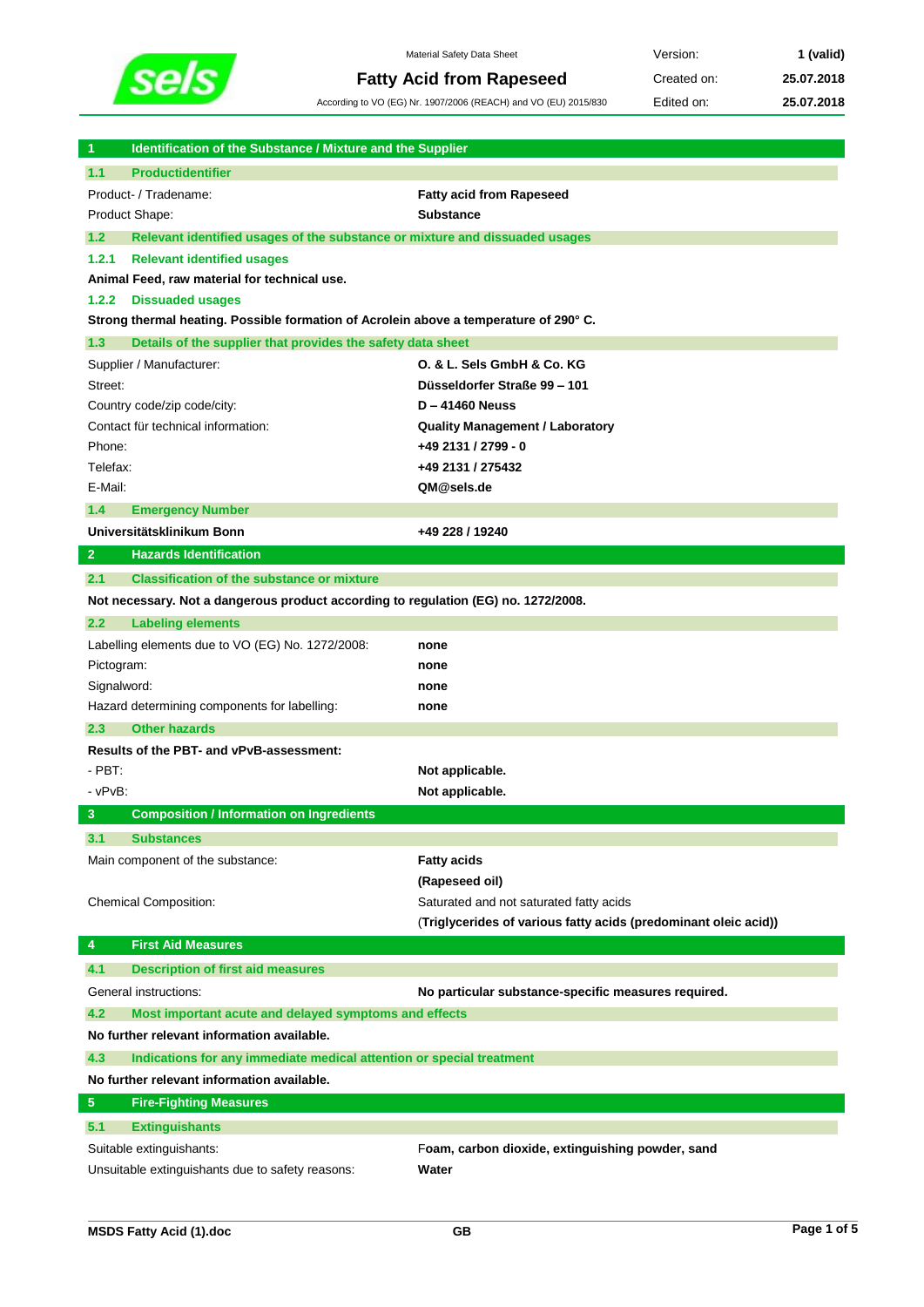Material Safety Data Sheet

# Fatty Acid from Rapeseed

According to VO (EG) Nr. 1907/2006 (REACH) and VO (EU) 2015/830

| Version: | 1 (valid) |
|---|---|
| Created on: | 25.07.2018 |
| Edited on: | 25.07.2018 |

## 1 Identification of the Substance / Mixture and the Supplier

### 1.1 Productidentifier

| | |
|---|---|
| Product- / Tradename: | **Fatty acid from Rapeseed** |
| Product Shape: | **Substance** |

### 1.2 Relevant identified usages of the substance or mixture and dissuaded usages

#### 1.2.1 Relevant identified usages

**Animal Feed, raw material for technical use.**

#### 1.2.2 Dissuaded usages

**Strong thermal heating. Possible formation of Acrolein above a temperature of 290° C.**

### 1.3 Details of the supplier that provides the safety data sheet

| | |
|---|---|
| Supplier / Manufacturer: | **O. & L. Sels GmbH & Co. KG** |
| Street: | **Düsseldorfer Straße 99 – 101** |
| Country code/zip code/city: | **D – 41460 Neuss** |
| Contact für technical information: | **Quality Management / Laboratory** |
| Phone: | **+49 2131 / 2799 - 0** |
| Telefax: | **+49 2131 / 275432** |
| E-Mail: | **QM@sels.de** |

### 1.4 Emergency Number

| | |
|---|---|
| **Universitätsklinikum Bonn** | **+49 228 / 19240** |

## 2 Hazards Identification

### 2.1 Classification of the substance or mixture

**Not necessary. Not a dangerous product according to regulation (EG) no. 1272/2008.**

### 2.2 Labeling elements

| | |
|---|---|
| Labelling elements due to VO (EG) No. 1272/2008: | **none** |
| Pictogram: | **none** |
| Signalword: | **none** |
| Hazard determining components for labelling: | **none** |

### 2.3 Other hazards

**Results of the PBT- and vPvB-assessment:**

| | |
|---|---|
| - PBT: | **Not applicable.** |
| - vPvB: | **Not applicable.** |

## 3 Composition / Information on Ingredients

### 3.1 Substances

| | |
|---|---|
| Main component of the substance: | **Fatty acids** |
| | **(Rapeseed oil)** |
| Chemical Composition: | Saturated and not saturated fatty acids |
| | (**Triglycerides of various fatty acids (predominant oleic acid)**) |

## 4 First Aid Measures

### 4.1 Description of first aid measures

| | |
|---|---|
| General instructions: | **No particular substance-specific measures required.** |

### 4.2 Most important acute and delayed symptoms and effects

**No further relevant information available.**

### 4.3 Indications for any immediate medical attention or special treatment

**No further relevant information available.**

## 5 Fire-Fighting Measures

### 5.1 Extinguishants

| | |
|---|---|
| Suitable extinguishants: | **Foam, carbon dioxide, extinguishing powder, sand** |
| Unsuitable extinguishants due to safety reasons: | **Water** |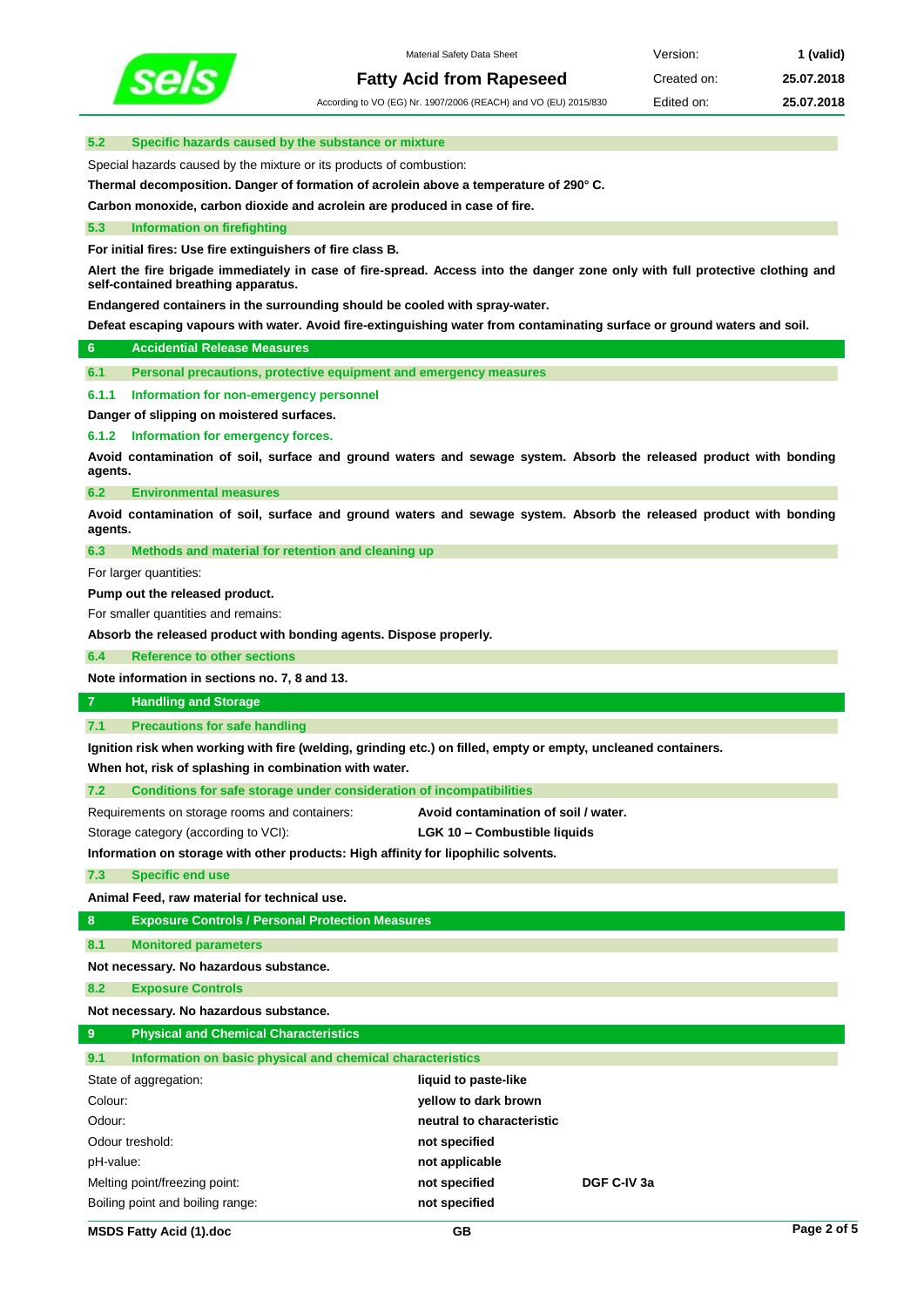### 5.2 Specific hazards caused by the substance or mixture

Special hazards caused by the mixture or its products of combustion:

**Thermal decomposition. Danger of formation of acrolein above a temperature of 290° C.**

**Carbon monoxide, carbon dioxide and acrolein are produced in case of fire.**

### 5.3 Information on firefighting

**For initial fires: Use fire extinguishers of fire class B.**

**Alert the fire brigade immediately in case of fire-spread. Access into the danger zone only with full protective clothing and self-contained breathing apparatus.**

**Endangered containers in the surrounding should be cooled with spray-water.**

**Defeat escaping vapours with water. Avoid fire-extinguishing water from contaminating surface or ground waters and soil.**

## 6 Accidental Release Measures

### 6.1 Personal precautions, protective equipment and emergency measures

#### 6.1.1 Information for non-emergency personnel

**Danger of slipping on moistered surfaces.**

#### 6.1.2 Information for emergency forces.

**Avoid contamination of soil, surface and ground waters and sewage system. Absorb the released product with bonding agents.**

### 6.2 Environmental measures

**Avoid contamination of soil, surface and ground waters and sewage system. Absorb the released product with bonding agents.**

### 6.3 Methods and material for retention and cleaning up

For larger quantities:

**Pump out the released product.**

For smaller quantities and remains:

**Absorb the released product with bonding agents. Dispose properly.**

### 6.4 Reference to other sections

**Note information in sections no. 7, 8 and 13.**

## 7 Handling and Storage

### 7.1 Precautions for safe handling

**Ignition risk when working with fire (welding, grinding etc.) on filled, empty or empty, uncleaned containers.**

**When hot, risk of splashing in combination with water.**

### 7.2 Conditions for safe storage under consideration of incompatibilities

| | |
|---|---|
| Requirements on storage rooms and containers: | **Avoid contamination of soil / water.** |
| Storage category (according to VCI): | **LGK 10 – Combustible liquids** |

**Information on storage with other products: High affinity for lipophilic solvents.**

### 7.3 Specific end use

**Animal Feed, raw material for technical use.**

## 8 Exposure Controls / Personal Protection Measures

### 8.1 Monitored parameters

**Not necessary. No hazardous substance.**

### 8.2 Exposure Controls

**Not necessary. No hazardous substance.**

## 9 Physical and Chemical Characteristics

### 9.1 Information on basic physical and chemical characteristics

| | | |
|---|---|---|
| State of aggregation: | **liquid to paste-like** | |
| Colour: | **yellow to dark brown** | |
| Odour: | **neutral to characteristic** | |
| Odour treshold: | **not specified** | |
| pH-value: | **not applicable** | |
| Melting point/freezing point: | **not specified** | **DGF C-IV 3a** |
| Boiling point and boiling range: | **not specified** | |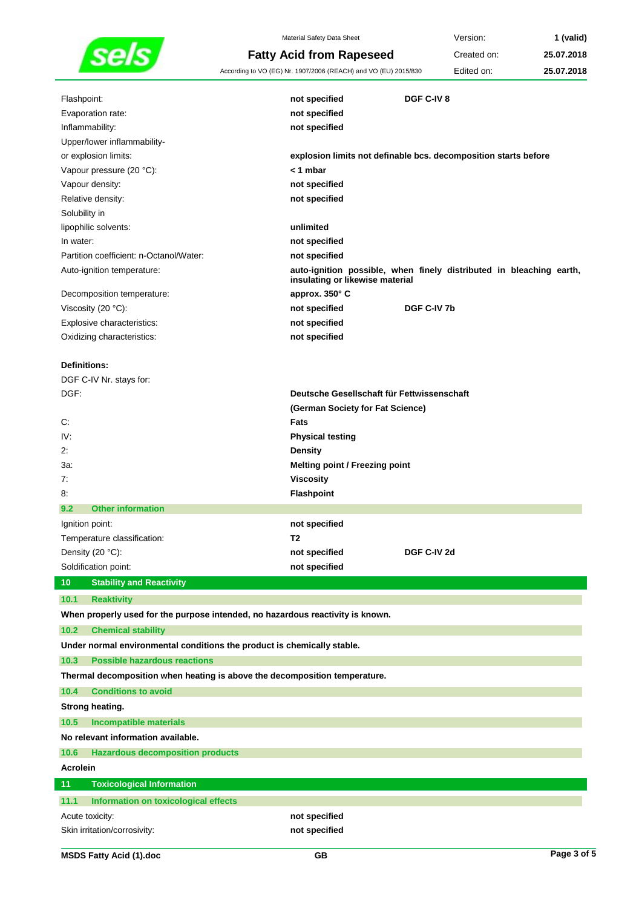| | | |
|---|---|---|
| Flashpoint: | **not specified** | **DGF C-IV 8** |
| Evaporation rate: | **not specified** | |
| Inflammability: | **not specified** | |
| Upper/lower inflammability- or explosion limits: | **explosion limits not definable bcs. decomposition starts before** | |
| Vapour pressure (20 °C): | **< 1 mbar** | |
| Vapour density: | **not specified** | |
| Relative density: | **not specified** | |
| Solubility in lipophilic solvents: | **unlimited** | |
| In water: | **not specified** | |
| Partition coefficient: n-Octanol/Water: | **not specified** | |
| Auto-ignition temperature: | **auto-ignition possible, when finely distributed in bleaching earth, insulating or likewise material** | |
| Decomposition temperature: | **approx. 350° C** | |
| Viscosity (20 °C): | **not specified** | **DGF C-IV 7b** |
| Explosive characteristics: | **not specified** | |
| Oxidizing characteristics: | **not specified** | |

**Definitions:**

DGF C-IV Nr. stays for:

| | |
|---|---|
| DGF: | **Deutsche Gesellschaft für Fettwissenschaft (German Society for Fat Science)** |
| C: | **Fats** |
| IV: | **Physical testing** |
| 2: | **Density** |
| 3a: | **Melting point / Freezing point** |
| 7: | **Viscosity** |
| 8: | **Flashpoint** |

### 9.2 Other information

| | | |
|---|---|---|
| Ignition point: | **not specified** | |
| Temperature classification: | **T2** | |
| Density (20 °C): | **not specified** | **DGF C-IV 2d** |
| Soldification point: | **not specified** | |

## 10 Stability and Reactivity

### 10.1 Reaktivity

**When properly used for the purpose intended, no hazardous reactivity is known.**

### 10.2 Chemical stability

**Under normal environmental conditions the product is chemically stable.**

### 10.3 Possible hazardous reactions

**Thermal decomposition when heating is above the decomposition temperature.**

### 10.4 Conditions to avoid

**Strong heating.**

### 10.5 Incompatible materials

**No relevant information available.**

### 10.6 Hazardous decomposition products

**Acrolein**

## 11 Toxicological Information

### 11.1 Information on toxicological effects

| | |
|---|---|
| Acute toxicity: | **not specified** |
| Skin irritation/corrosivity: | **not specified** |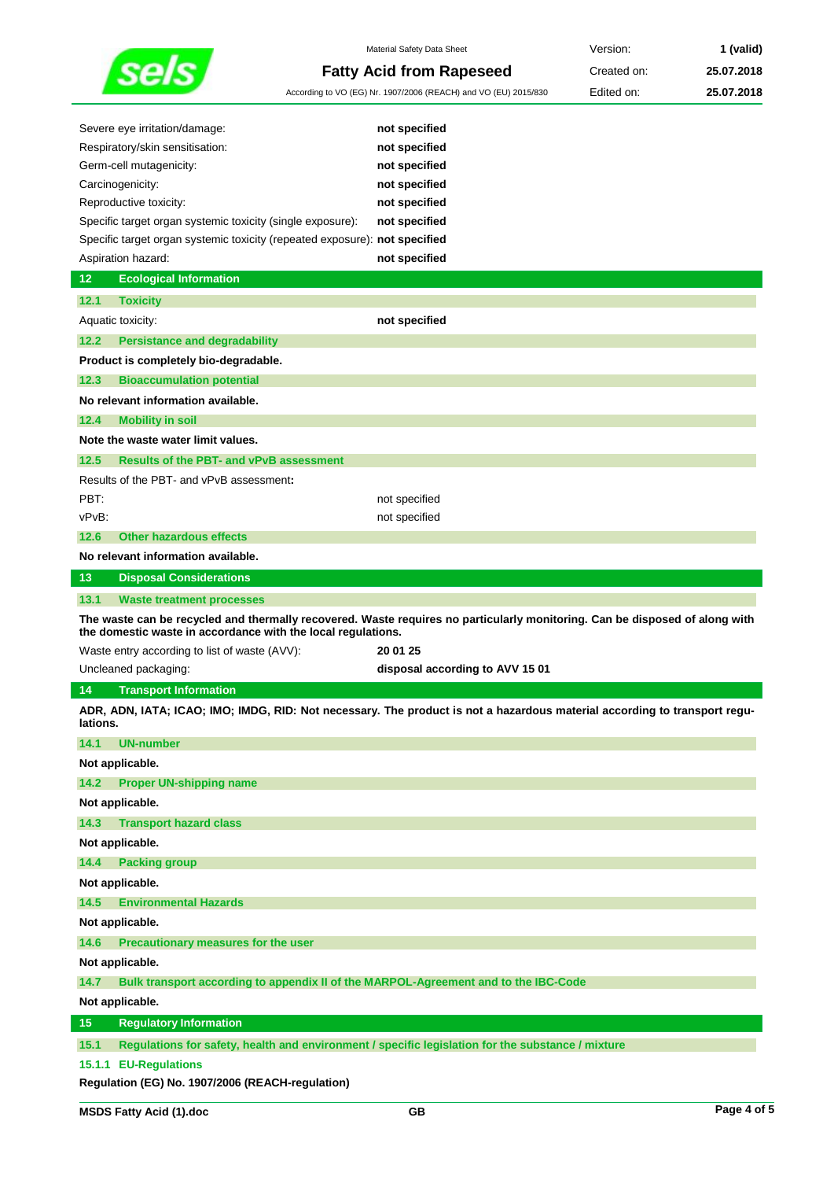| | |
|---|---|
| Severe eye irritation/damage: | **not specified** |
| Respiratory/skin sensitisation: | **not specified** |
| Germ-cell mutagenicity: | **not specified** |
| Carcinogenicity: | **not specified** |
| Reproductive toxicity: | **not specified** |
| Specific target organ systemic toxicity (single exposure): | **not specified** |
| Specific target organ systemic toxicity (repeated exposure): | **not specified** |
| Aspiration hazard: | **not specified** |

## 12 Ecological Information

### 12.1 Toxicity

| | |
|---|---|
| Aquatic toxicity: | **not specified** |

### 12.2 Persistance and degradability

**Product is completely bio-degradable.**

### 12.3 Bioaccumulation potential

**No relevant information available.**

### 12.4 Mobility in soil

**Note the waste water limit values.**

### 12.5 Results of the PBT- and vPvB assessment

Results of the PBT- and vPvB assessment**:**

| | |
|---|---|
| PBT: | not specified |
| vPvB: | not specified |

### 12.6 Other hazardous effects

**No relevant information available.**

## 13 Disposal Considerations

### 13.1 Waste treatment processes

**The waste can be recycled and thermally recovered. Waste requires no particularly monitoring. Can be disposed of along with the domestic waste in accordance with the local regulations.**

| | |
|---|---|
| Waste entry according to list of waste (AVV): | **20 01 25** |
| Uncleaned packaging: | **disposal according to AVV 15 01** |

## 14 Transport Information

**ADR, ADN, IATA; ICAO; IMO; IMDG, RID: Not necessary. The product is not a hazardous material according to transport regulations.**

### 14.1 UN-number

**Not applicable.**

### 14.2 Proper UN-shipping name

**Not applicable.**

### 14.3 Transport hazard class

**Not applicable.**

### 14.4 Packing group

**Not applicable.**

### 14.5 Environmental Hazards

**Not applicable.**

### 14.6 Precautionary measures for the user

**Not applicable.**

### 14.7 Bulk transport according to appendix II of the MARPOL-Agreement and to the IBC-Code

**Not applicable.**

## 15 Regulatory Information

### 15.1 Regulations for safety, health and environment / specific legislation for the substance / mixture

#### 15.1.1 EU-Regulations

**Regulation (EG) No. 1907/2006 (REACH-regulation)**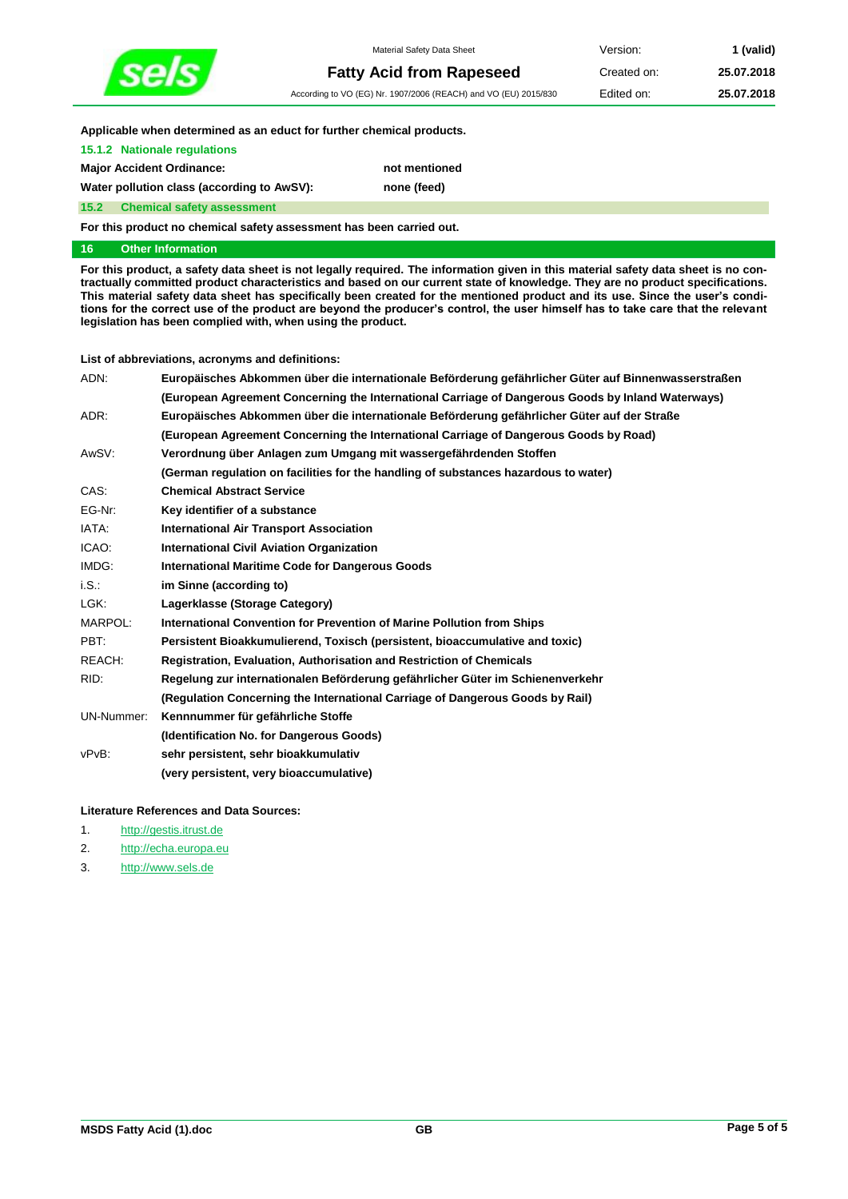**Applicable when determined as an educt for further chemical products.**

### 15.1.2 Nationale regulations

| | |
|---|---|
| **Major Accident Ordinance:** | **not mentioned** |
| **Water pollution class (according to AwSV):** | **none (feed)** |

### 15.2 Chemical safety assessment

**For this product no chemical safety assessment has been carried out.**

## 16 Other Information

**For this product, a safety data sheet is not legally required. The information given in this material safety data sheet is no contractually committed product characteristics and based on our current state of knowledge. They are no product specifications. This material safety data sheet has specifically been created for the mentioned product and its use. Since the conditions for the correct use of the product are beyond the producer's control, the user himself has to take care that the relevant legislation has been complied with, when using the product.**

**List of abbreviations, acronyms and definitions:**

| | |
|---|---|
| ADN: | **Europäisches Abkommen über die internationale Beförderung gefährlicher Güter auf Binnenwasserstraßen (European Agreement Concerning the International Carriage of Dangerous Goods by Inland Waterways)** |
| ADR: | **Europäisches Abkommen über die internationale Beförderung gefährlicher Güter auf der Straße (European Agreement Concerning the International Carriage of Dangerous Goods by Road)** |
| AwSV: | **Verordnung über Anlagen zum Umgang mit wassergefährdenden Stoffen (German regulation on facilities for the handling of substances hazardous to water)** |
| CAS: | **Chemical Abstract Service** |
| EG-Nr: | **Key identifier of a substance** |
| IATA: | **International Air Transport Association** |
| ICAO: | **International Civil Aviation Organization** |
| IMDG: | **International Maritime Code for Dangerous Goods** |
| i.S.: | **im Sinne (according to)** |
| LGK: | **Lagerklasse (Storage Category)** |
| MARPOL: | **International Convention for Prevention of Marine Pollution from Ships** |
| PBT: | **Persistent Bioakkumulierend, Toxisch (persistent, bioaccumulative and toxic)** |
| REACH: | **Registration, Evaluation, Authorisation and Restriction of Chemicals** |
| RID: | **Regelung zur internationalen Beförderung gefährlicher Güter im Schienenverkehr (Regulation Concerning the International Carriage of Dangerous Goods by Rail)** |
| UN-Nummer: | **Kennnummer für gefährliche Stoffe (Identification No. for Dangerous Goods)** |
| vPvB: | **sehr persistent, sehr bioakkumulativ (very persistent, very bioaccumulative)** |

**Literature References and Data Sources:**

1. http://gestis.itrust.de
2. http://echa.europa.eu
3. http://www.sels.de